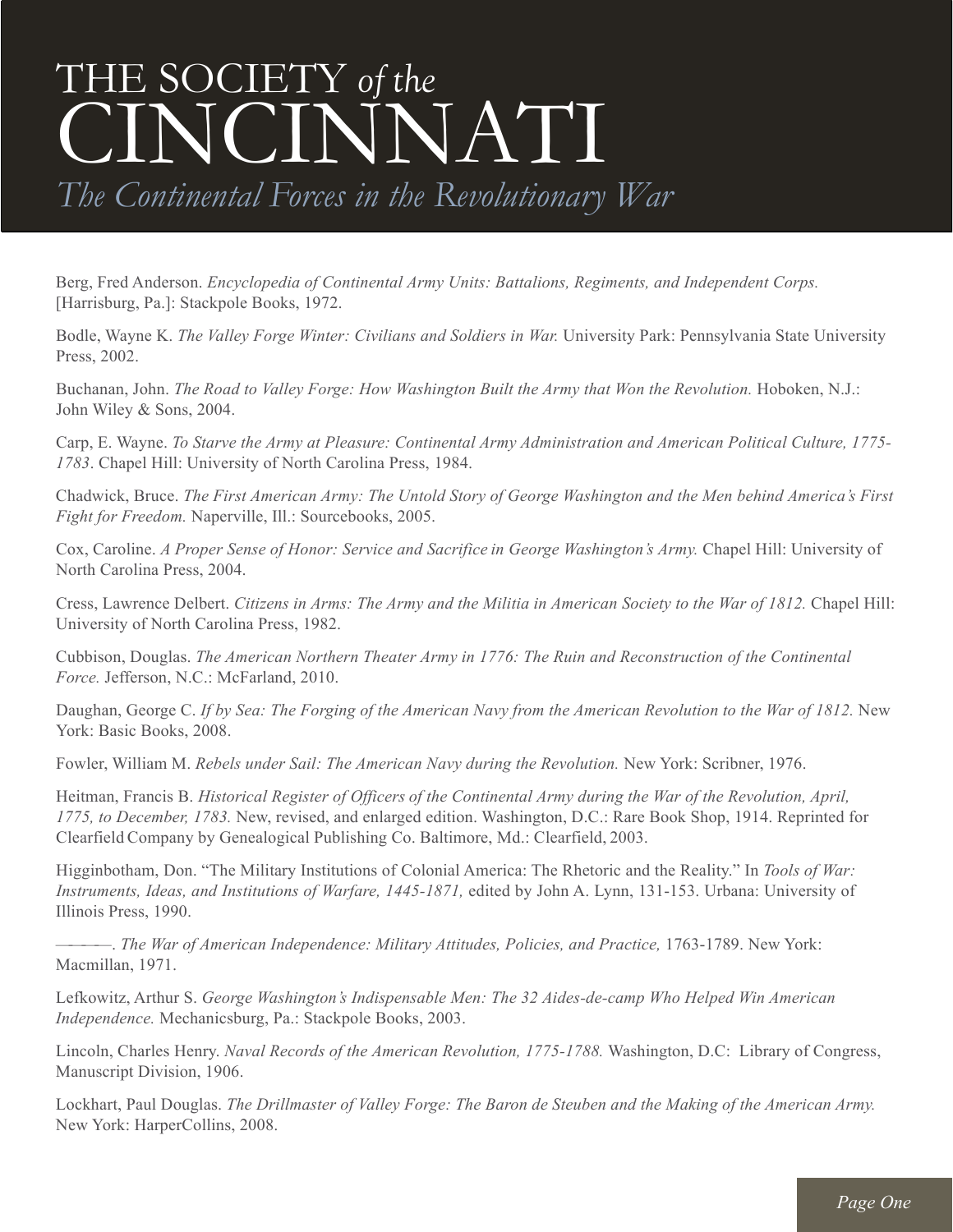# THE SOCIETY *of the* CINCINNATI

## *The Continental Forces in the Revolutionary War*

Berg, Fred Anderson. *Encyclopedia of Continental Army Units: Battalions, Regiments, and Independent Corps.* [Harrisburg, Pa.]: Stackpole Books, 1972.

Bodle, Wayne K. *The Valley Forge Winter: Civilians and Soldiers in War.* University Park: Pennsylvania State University Press, 2002.

Buchanan, John. *The Road to Valley Forge: How Washington Built the Army that Won the Revolution.* Hoboken, N.J.: John Wiley & Sons, 2004.

Carp, E. Wayne. *To Starve the Army at Pleasure: Continental Army Administration and American Political Culture, 1775-1783*. Chapel Hill: University of North Carolina Press, 1984.

Chadwick, Bruce. *The First American Army: The Untold Story of George Washington and the Men behind America's First Fight for Freedom.* Naperville, Ill.: Sourcebooks, 2005.

Cox, Caroline. *A Proper Sense of Honor: Service and Sacrifice in George Washington's Army.* Chapel Hill: University of North Carolina Press, 2004.

Cress, Lawrence Delbert. *Citizens in Arms: The Army and the Militia in American Society to the War of 1812.* Chapel Hill: University of North Carolina Press, 1982.

Cubbison, Douglas. *The American Northern Theater Army in 1776: The Ruin and Reconstruction of the Continental Force.* Jefferson, N.C.: McFarland, 2010.

Daughan, George C. *If by Sea: The Forging of the American Navy from the American Revolution to the War of 1812.* New York: Basic Books, 2008.

Fowler, William M. *Rebels under Sail: The American Navy during the Revolution.* New York: Scribner, 1976.

Heitman, Francis B. *Historical Register of Officers of the Continental Army during the War of the Revolution, April, 1775, to December, 1783.* New, revised, and enlarged edition. Washington, D.C.: Rare Book Shop, 1914. Reprinted for Clearfield Company by Genealogical Publishing Co. Baltimore, Md.: Clearfield, 2003.

Higginbotham, Don. "The Military Institutions of Colonial America: The Rhetoric and the Reality." In *Tools of War: Instruments, Ideas, and Institutions of Warfare, 1445-1871,* edited by John A. Lynn, 131-153. Urbana: University of Illinois Press, 1990.

———. *The War of American Independence: Military Attitudes, Policies, and Practice,* 1763-1789. New York: Macmillan, 1971.

Lefkowitz, Arthur S. *George Washington's Indispensable Men: The 32 Aides-de-camp Who Helped Win American Independence.* Mechanicsburg, Pa.: Stackpole Books, 2003.

Lincoln, Charles Henry. *Naval Records of the American Revolution, 1775-1788.* Washington, D.C: Library of Congress, Manuscript Division, 1906.

Lockhart, Paul Douglas. *The Drillmaster of Valley Forge: The Baron de Steuben and the Making of the American Army.* New York: HarperCollins, 2008.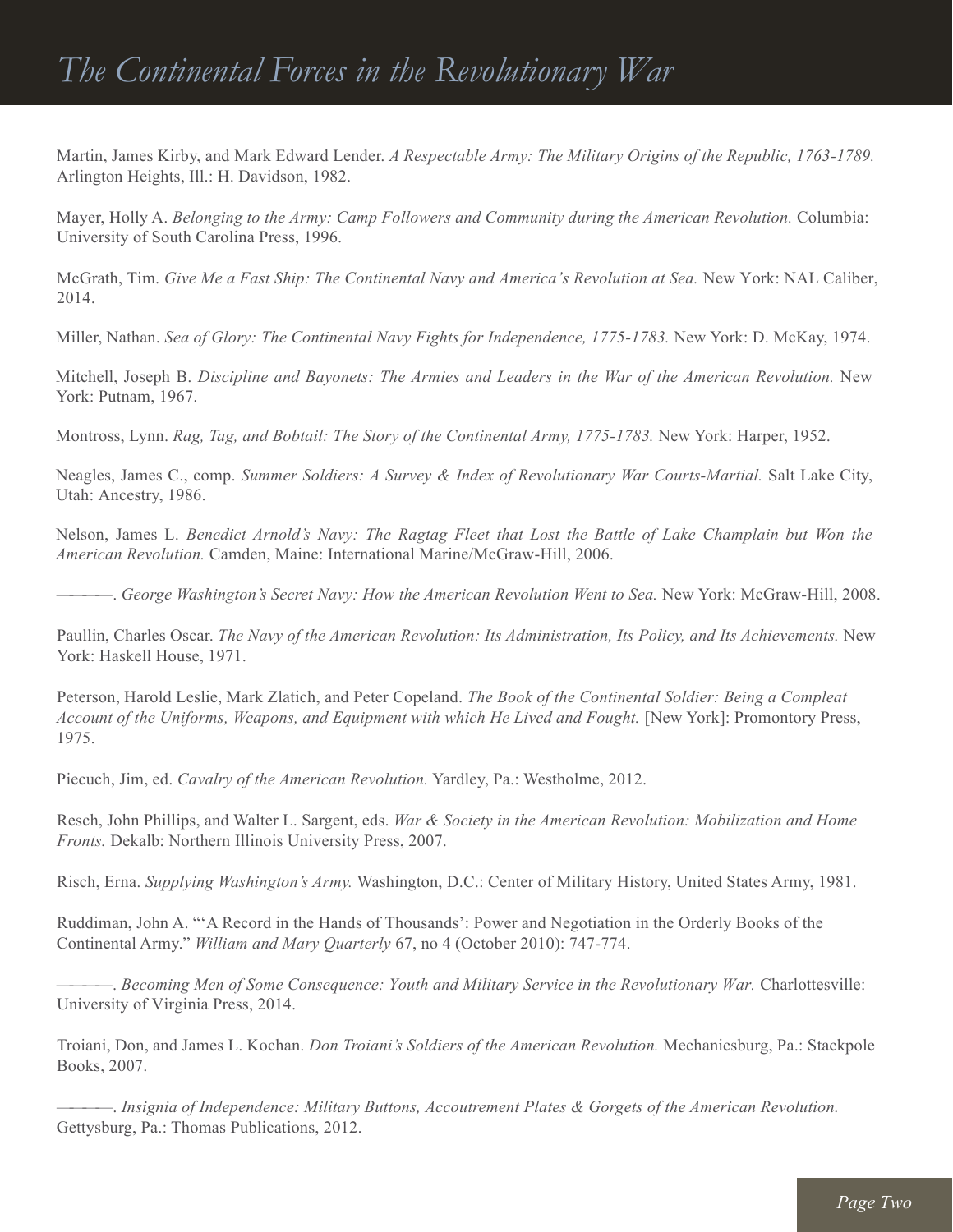Martin, James Kirby, and Mark Edward Lender. *A Respectable Army: The Military Origins of the Republic, 1763-1789.* Arlington Heights, Ill.: H. Davidson, 1982.

Mayer, Holly A. *Belonging to the Army: Camp Followers and Community during the American Revolution.* Columbia: University of South Carolina Press, 1996.

McGrath, Tim. *Give Me a Fast Ship: The Continental Navy and America's Revolution at Sea.* New York: NAL Caliber, 2014.

Miller, Nathan. *Sea of Glory: The Continental Navy Fights for Independence, 1775-1783.* New York: D. McKay, 1974.

Mitchell, Joseph B. *Discipline and Bayonets: The Armies and Leaders in the War of the American Revolution.* New York: Putnam, 1967.

Montross, Lynn. *Rag, Tag, and Bobtail: The Story of the Continental Army, 1775-1783.* New York: Harper, 1952.

Neagles, James C., comp. *Summer Soldiers: A Survey & Index of Revolutionary War Courts-Martial.* Salt Lake City, Utah: Ancestry, 1986.

Nelson, James L. *Benedict Arnold's Navy: The Ragtag Fleet that Lost the Battle of Lake Champlain but Won the American Revolution.* Camden, Maine: International Marine/McGraw-Hill, 2006.

———. *George Washington's Secret Navy: How the American Revolution Went to Sea.* New York: McGraw-Hill, 2008.

Paullin, Charles Oscar. *The Navy of the American Revolution: Its Administration, Its Policy, and Its Achievements.* New York: Haskell House, 1971.

Peterson, Harold Leslie, Mark Zlatich, and Peter Copeland. *The Book of the Continental Soldier: Being a Compleat Account of the Uniforms, Weapons, and Equipment with which He Lived and Fought.* [New York]: Promontory Press, 1975.

Piecuch, Jim, ed. *Cavalry of the American Revolution.* Yardley, Pa.: Westholme, 2012.

Resch, John Phillips, and Walter L. Sargent, eds. *War & Society in the American Revolution: Mobilization and Home Fronts.* Dekalb: Northern Illinois University Press, 2007.

Risch, Erna. *Supplying Washington's Army.* Washington, D.C.: Center of Military History, United States Army, 1981.

Ruddiman, John A. "'A Record in the Hands of Thousands': Power and Negotiation in the Orderly Books of the Continental Army." *William and Mary Quarterly* 67, no 4 (October 2010): 747-774.

———. *Becoming Men of Some Consequence: Youth and Military Service in the Revolutionary War.* Charlottesville: University of Virginia Press, 2014.

Troiani, Don, and James L. Kochan. *Don Troiani's Soldiers of the American Revolution.* Mechanicsburg, Pa.: Stackpole Books, 2007.

———. *Insignia of Independence: Military Buttons, Accoutrement Plates & Gorgets of the American Revolution.* Gettysburg, Pa.: Thomas Publications, 2012.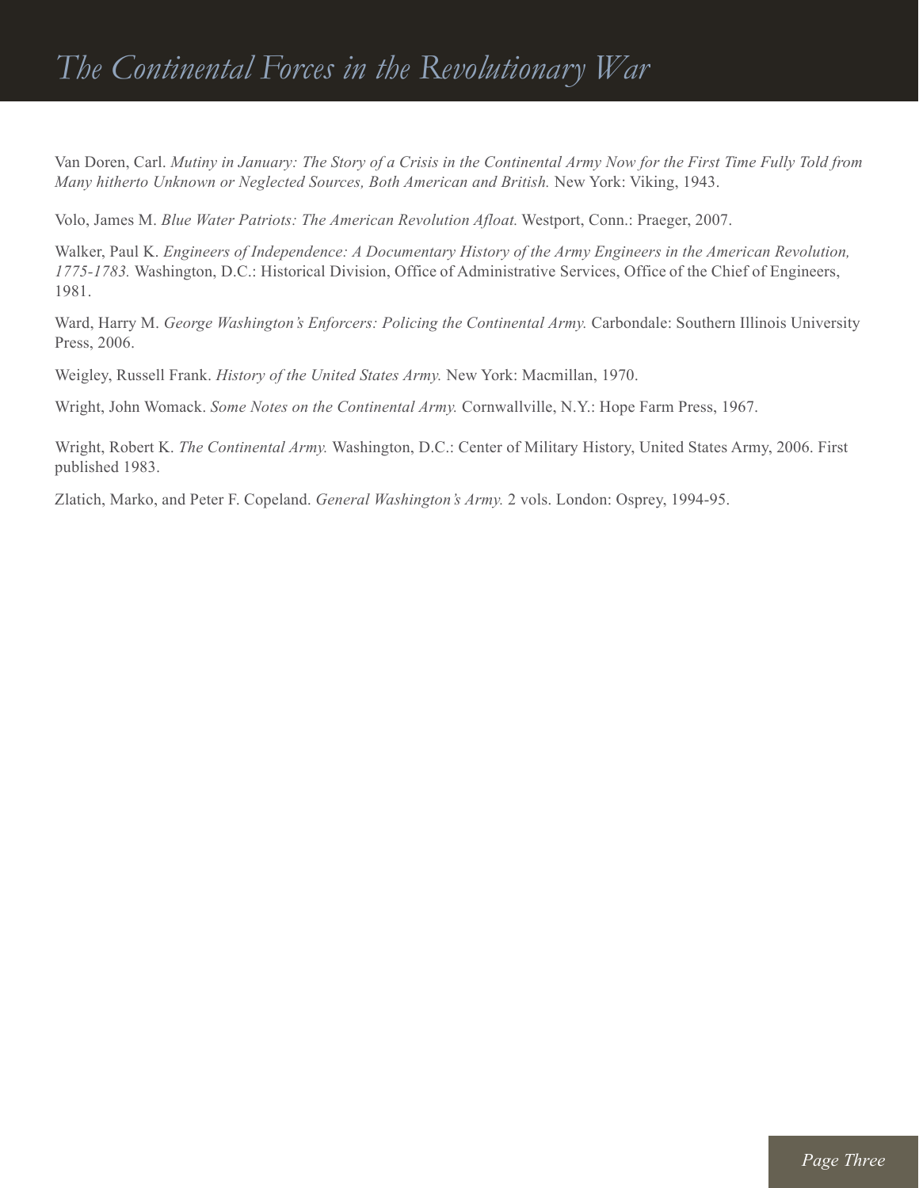Van Doren, Carl. *Mutiny in January: The Story of a Crisis in the Continental Army Now for the First Time Fully Told from Many hitherto Unknown or Neglected Sources, Both American and British.* New York: Viking, 1943.

Volo, James M. *Blue Water Patriots: The American Revolution Afloat.* Westport, Conn.: Praeger, 2007.

Walker, Paul K. *Engineers of Independence: A Documentary History of the Army Engineers in the American Revolution, 1775-1783.* Washington, D.C.: Historical Division, Office of Administrative Services, Office of the Chief of Engineers, 1981.

Ward, Harry M. *George Washington's Enforcers: Policing the Continental Army.* Carbondale: Southern Illinois University Press, 2006.

Weigley, Russell Frank. *History of the United States Army.* New York: Macmillan, 1970.

Wright, John Womack. *Some Notes on the Continental Army.* Cornwallville, N.Y.: Hope Farm Press, 1967.

Wright, Robert K. *The Continental Army.* Washington, D.C.: Center of Military History, United States Army, 2006. First published 1983.

Zlatich, Marko, and Peter F. Copeland. *General Washington's Army.* 2 vols. London: Osprey, 1994-95.